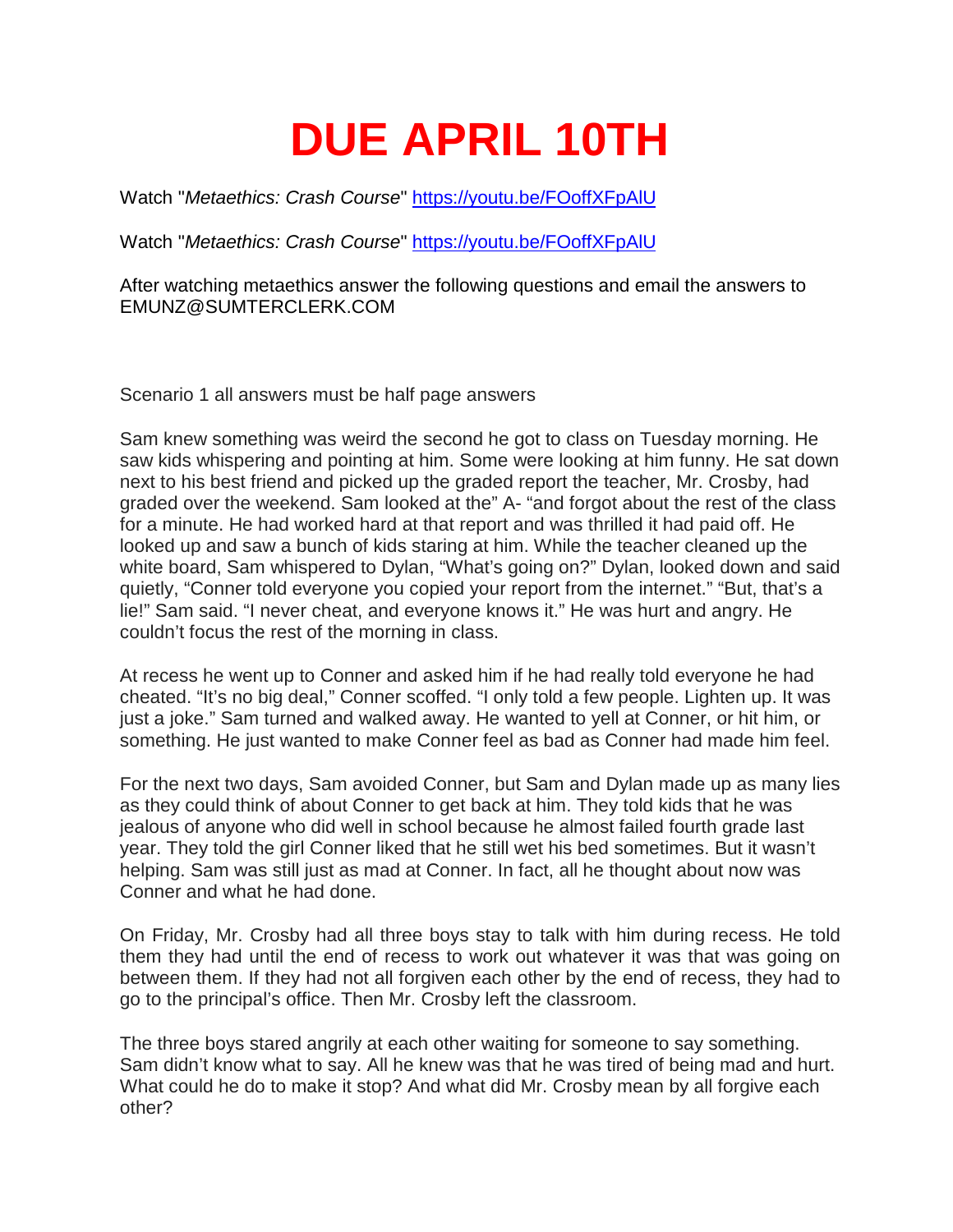# DUE APRIL 10TH

Watch "*Metaethics: Crash Course*" https://youtu.be/FOoffXFpAlU

Watch "*Metaethics: Crash Course*" https://youtu.be/FOoffXFpAlU

After watching metaethics answer the following questions and email the answers to EMUNZ@SUMTERCLERK.COM

Scenario 1 all answers must be half page answers

Sam knew something was weird the second he got to class on Tuesday morning. He saw kids whispering and pointing at him. Some were looking at him funny. He sat down next to his best friend and picked up the graded report the teacher, Mr. Crosby, had graded over the weekend. Sam looked at the" A- "and forgot about the rest of the class for a minute. He had worked hard at that report and was thrilled it had paid off. He looked up and saw a bunch of kids staring at him. While the teacher cleaned up the white board, Sam whispered to Dylan, "What's going on?" Dylan, looked down and said quietly, "Conner told everyone you copied your report from the internet." "But, that's a lie!" Sam said. "I never cheat, and everyone knows it." He was hurt and angry. He couldn't focus the rest of the morning in class.

At recess he went up to Conner and asked him if he had really told everyone he had cheated. "It's no big deal," Conner scoffed. "I only told a few people. Lighten up. It was just a joke." Sam turned and walked away. He wanted to yell at Conner, or hit him, or something. He just wanted to make Conner feel as bad as Conner had made him feel.

For the next two days, Sam avoided Conner, but Sam and Dylan made up as many lies as they could think of about Conner to get back at him. They told kids that he was jealous of anyone who did well in school because he almost failed fourth grade last year. They told the girl Conner liked that he still wet his bed sometimes. But it wasn't helping. Sam was still just as mad at Conner. In fact, all he thought about now was Conner and what he had done.

On Friday, Mr. Crosby had all three boys stay to talk with him during recess. He told them they had until the end of recess to work out whatever it was that was going on between them. If they had not all forgiven each other by the end of recess, they had to go to the principal's office. Then Mr. Crosby left the classroom.

The three boys stared angrily at each other waiting for someone to say something. Sam didn't know what to say. All he knew was that he was tired of being mad and hurt. What could he do to make it stop? And what did Mr. Crosby mean by all forgive each other?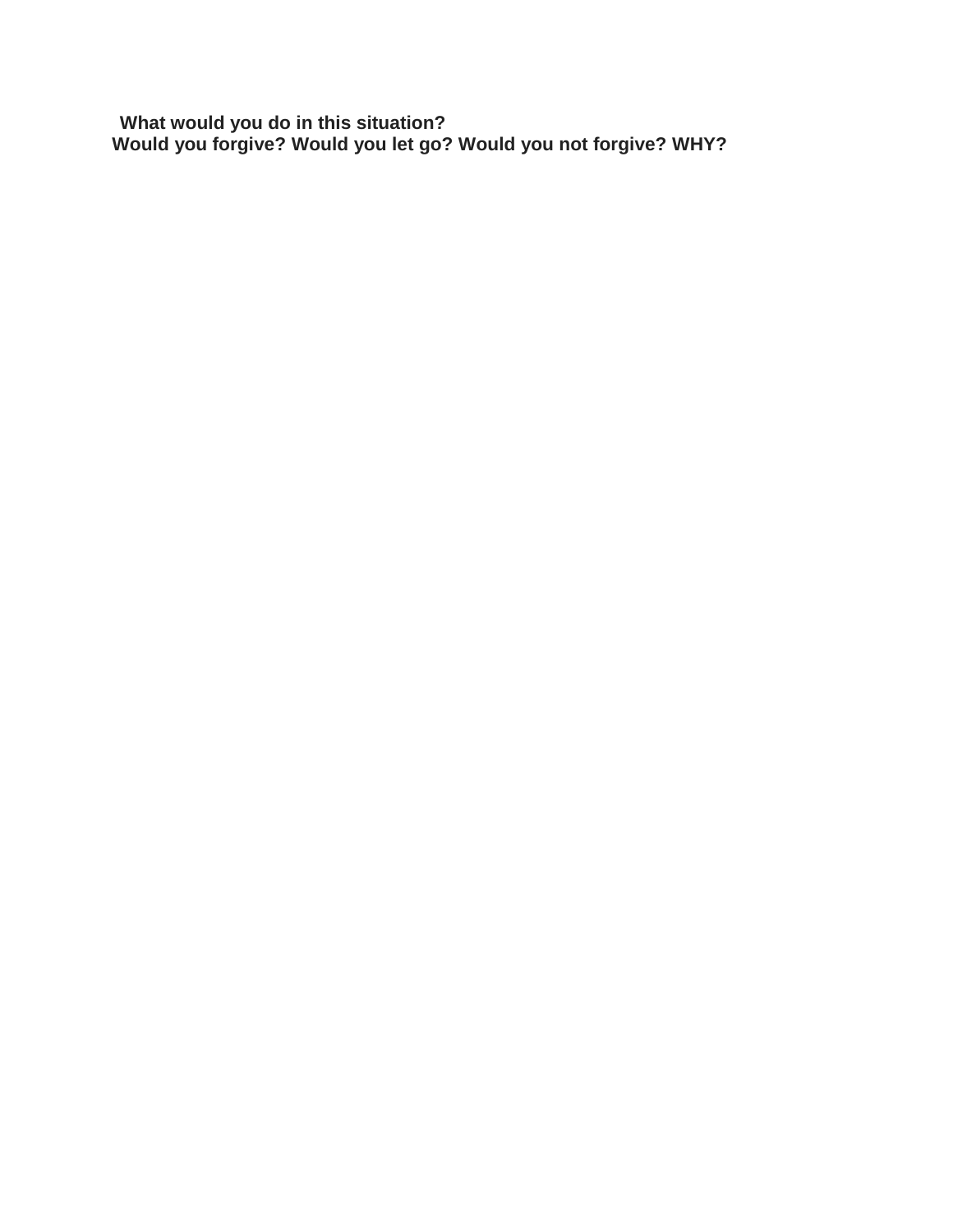**What would you do in this situation?**
**Would you forgive? Would you let go? Would you not forgive? WHY?**